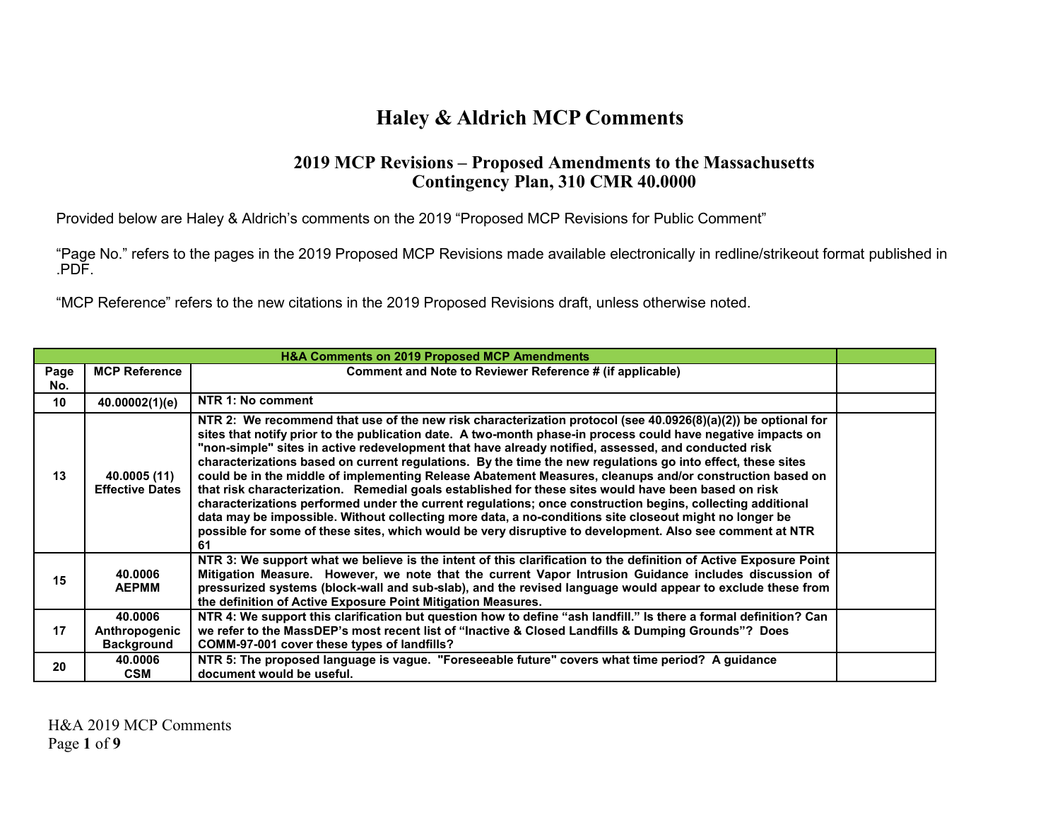# Haley & Aldrich MCP Comments

## 2019 MCP Revisions – Proposed Amendments to the Massachusetts Contingency Plan, 310 CMR 40.0000

Provided below are Haley & Aldrich's comments on the 2019 "Proposed MCP Revisions for Public Comment"

"Page No." refers to the pages in the 2019 Proposed MCP Revisions made available electronically in redline/strikeout format published in .PDF.

"MCP Reference" refers to the new citations in the 2019 Proposed Revisions draft, unless otherwise noted.

| H&A Comments on 2019 Proposed MCP Amendments | | | |
|---|---|---|---|
| **Page No.** | **MCP Reference** | **Comment and Note to Reviewer Reference # (if applicable)** | |
| **10** | **40.00002(1)(e)** | **NTR 1: No comment** | |
| **13** | **40.0005 (11) Effective Dates** | **NTR 2: We recommend that use of the new risk characterization protocol (see 40.0926(8)(a)(2)) be optional for sites that notify prior to the publication date. A two-month phase-in process could have negative impacts on "non-simple" sites in active redevelopment that have already notified, assessed, and conducted risk characterizations based on current regulations. By the time the new regulations go into effect, these sites could be in the middle of implementing Release Abatement Measures, cleanups and/or construction based on that risk characterization. Remedial goals established for these sites would have been based on risk characterizations performed under the current regulations; once construction begins, collecting additional data may be impossible. Without collecting more data, a no-conditions site closeout might no longer be possible for some of these sites, which would be very disruptive to development. Also see comment at NTR 61** | |
| **15** | **40.0006 AEPMM** | **NTR 3: We support what we believe is the intent of this clarification to the definition of Active Exposure Point Mitigation Measure. However, we note that the current Vapor Intrusion Guidance includes discussion of pressurized systems (block-wall and sub-slab), and the revised language would appear to exclude these from the definition of Active Exposure Point Mitigation Measures.** | |
| **17** | **40.0006 Anthropogenic Background** | **NTR 4: We support this clarification but question how to define "ash landfill." Is there a formal definition? Can we refer to the MassDEP's most recent list of "Inactive & Closed Landfills & Dumping Grounds"? Does COMM-97-001 cover these types of landfills?** | |
| **20** | **40.0006 CSM** | **NTR 5: The proposed language is vague. "Foreseeable future" covers what time period? A guidance document would be useful.** | |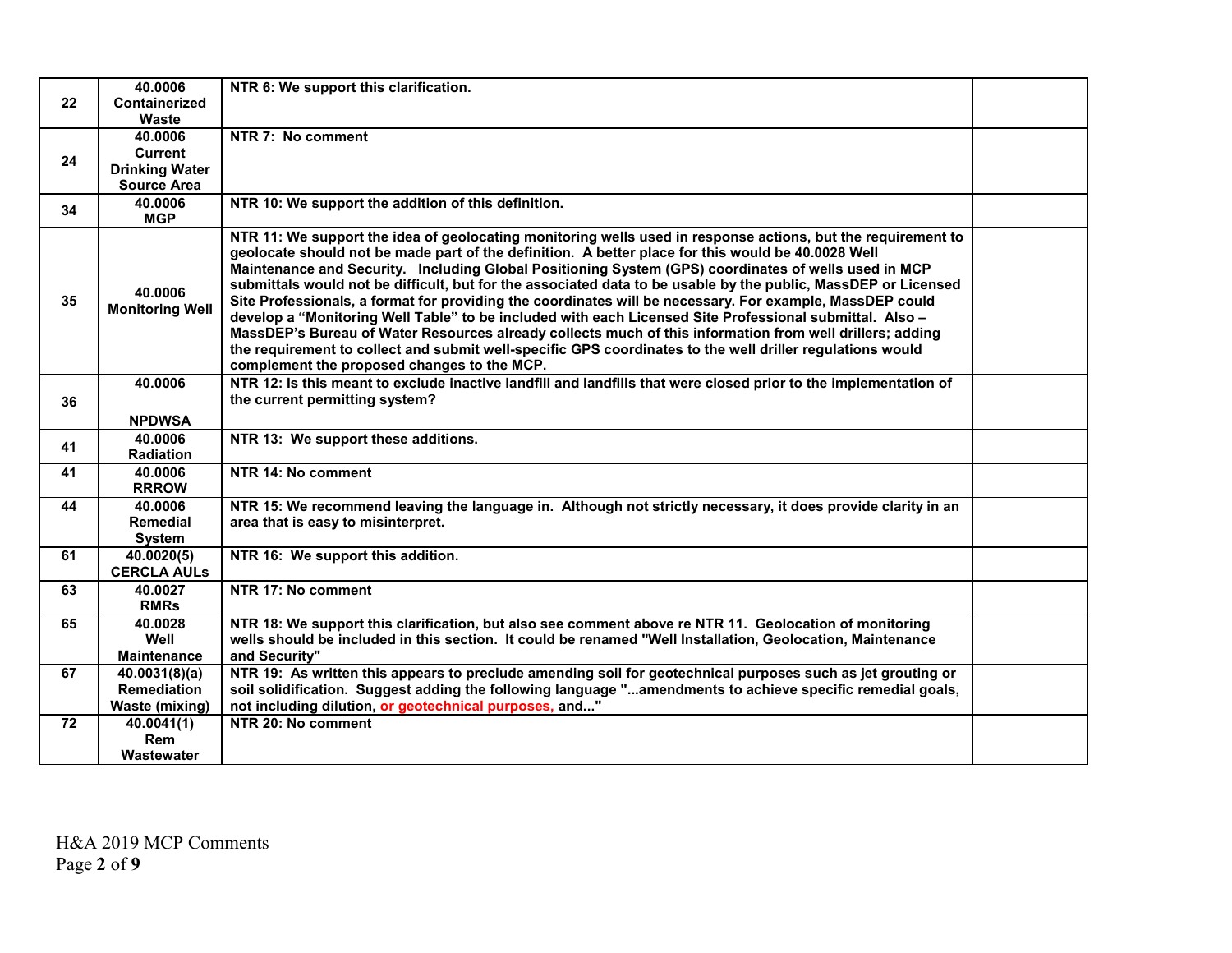| | | | |
|---|---|---|---|
| 22 | 40.0006 Containerized Waste | **NTR 6: We support this clarification.** | |
| 24 | 40.0006 Current Drinking Water Source Area | **NTR 7: No comment** | |
| 34 | 40.0006 MGP | **NTR 10: We support the addition of this definition.** | |
| 35 | 40.0006 Monitoring Well | **NTR 11: We support the idea of geolocating monitoring wells used in response actions, but the requirement to geolocate should not be made part of the definition. A better place for this would be 40.0028 Well Maintenance and Security. Including Global Positioning System (GPS) coordinates of wells used in MCP submittals would not be difficult, but for the associated data to be usable by the public, MassDEP or Licensed Site Professionals, a format for providing the coordinates will be necessary. For example, MassDEP could develop a "Monitoring Well Table" to be included with each Licensed Site Professional submittal. Also – MassDEP's Bureau of Water Resources already collects much of this information from well drillers; adding the requirement to collect and submit well-specific GPS coordinates to the well driller regulations would complement the proposed changes to the MCP.** | |
| 36 | 40.0006 NPDWSA | **NTR 12: Is this meant to exclude inactive landfill and landfills that were closed prior to the implementation of the current permitting system?** | |
| 41 | 40.0006 Radiation | **NTR 13: We support these additions.** | |
| 41 | 40.0006 RRROW | **NTR 14: No comment** | |
| 44 | 40.0006 Remedial System | **NTR 15: We recommend leaving the language in. Although not strictly necessary, it does provide clarity in an area that is easy to misinterpret.** | |
| 61 | 40.0020(5) CERCLA AULs | **NTR 16: We support this addition.** | |
| 63 | 40.0027 RMRs | **NTR 17: No comment** | |
| 65 | 40.0028 Well Maintenance | **NTR 18: We support this clarification, but also see comment above re NTR 11. Geolocation of monitoring wells should be included in this section. It could be renamed "Well Installation, Geolocation, Maintenance and Security"** | |
| 67 | 40.0031(8)(a) Remediation Waste (mixing) | **NTR 19: As written this appears to preclude amending soil for geotechnical purposes such as jet grouting or soil solidification. Suggest adding the following language "...amendments to achieve specific remedial goals, not including dilution, or geotechnical purposes, and..."** | |
| 72 | 40.0041(1) Rem Wastewater | **NTR 20: No comment** | |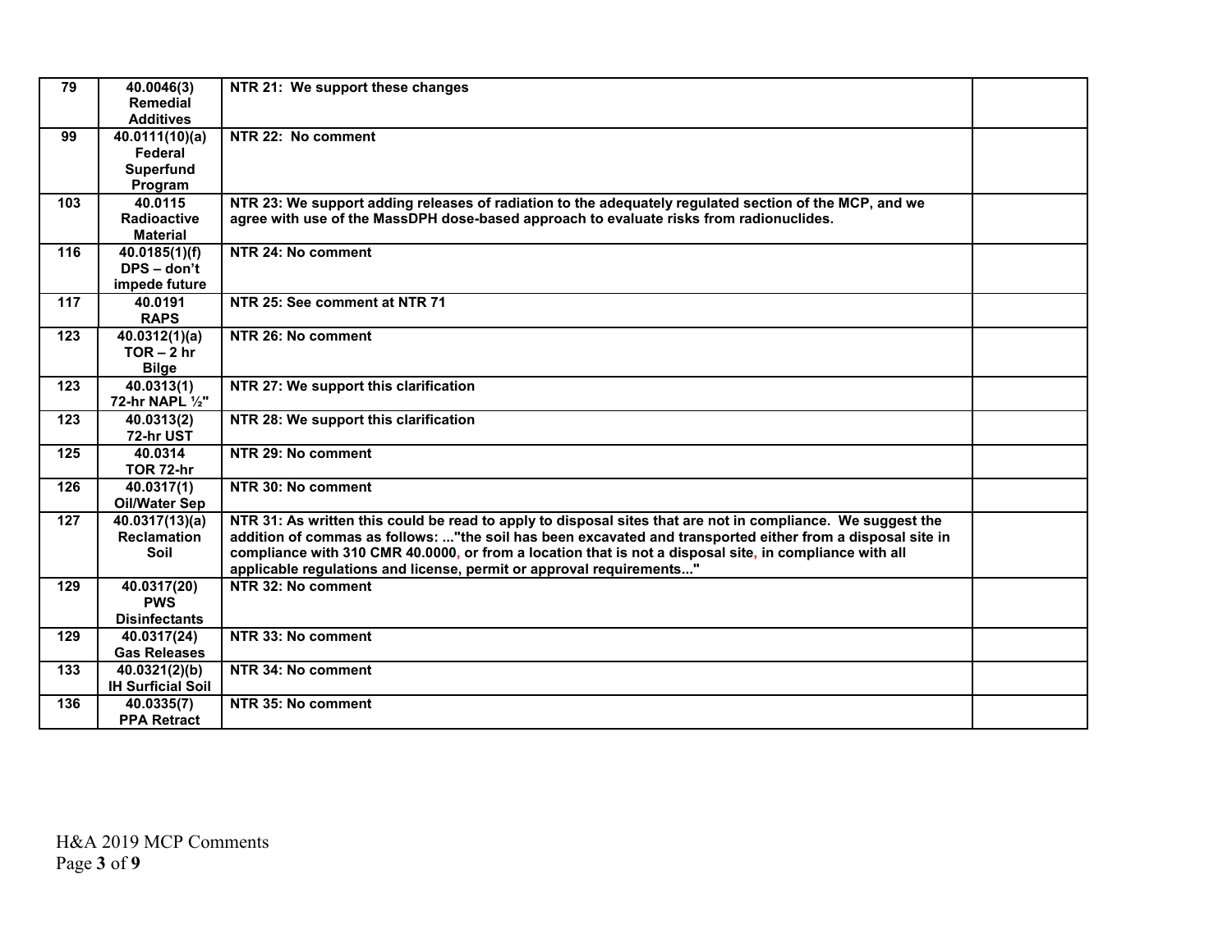| | | | |
|---|---|---|---|
| 79 | 40.0046(3) Remedial Additives | NTR 21: We support these changes | |
| 99 | 40.0111(10)(a) Federal Superfund Program | NTR 22: No comment | |
| 103 | 40.0115 Radioactive Material | NTR 23: We support adding releases of radiation to the adequately regulated section of the MCP, and we agree with use of the MassDPH dose-based approach to evaluate risks from radionuclides. | |
| 116 | 40.0185(1)(f) DPS – don't impede future | NTR 24: No comment | |
| 117 | 40.0191 RAPS | NTR 25: See comment at NTR 71 | |
| 123 | 40.0312(1)(a) TOR – 2 hr Bilge | NTR 26: No comment | |
| 123 | 40.0313(1) 72-hr NAPL ½" | NTR 27: We support this clarification | |
| 123 | 40.0313(2) 72-hr UST | NTR 28: We support this clarification | |
| 125 | 40.0314 TOR 72-hr | NTR 29: No comment | |
| 126 | 40.0317(1) Oil/Water Sep | NTR 30: No comment | |
| 127 | 40.0317(13)(a) Reclamation Soil | NTR 31: As written this could be read to apply to disposal sites that are not in compliance. We suggest the addition of commas as follows: ..."the soil has been excavated and transported either from a disposal site in compliance with 310 CMR 40.0000, or from a location that is not a disposal site, in compliance with all applicable regulations and license, permit or approval requirements..." | |
| 129 | 40.0317(20) PWS Disinfectants | NTR 32: No comment | |
| 129 | 40.0317(24) Gas Releases | NTR 33: No comment | |
| 133 | 40.0321(2)(b) IH Surficial Soil | NTR 34: No comment | |
| 136 | 40.0335(7) PPA Retract | NTR 35: No comment | |

H&A 2019 MCP Comments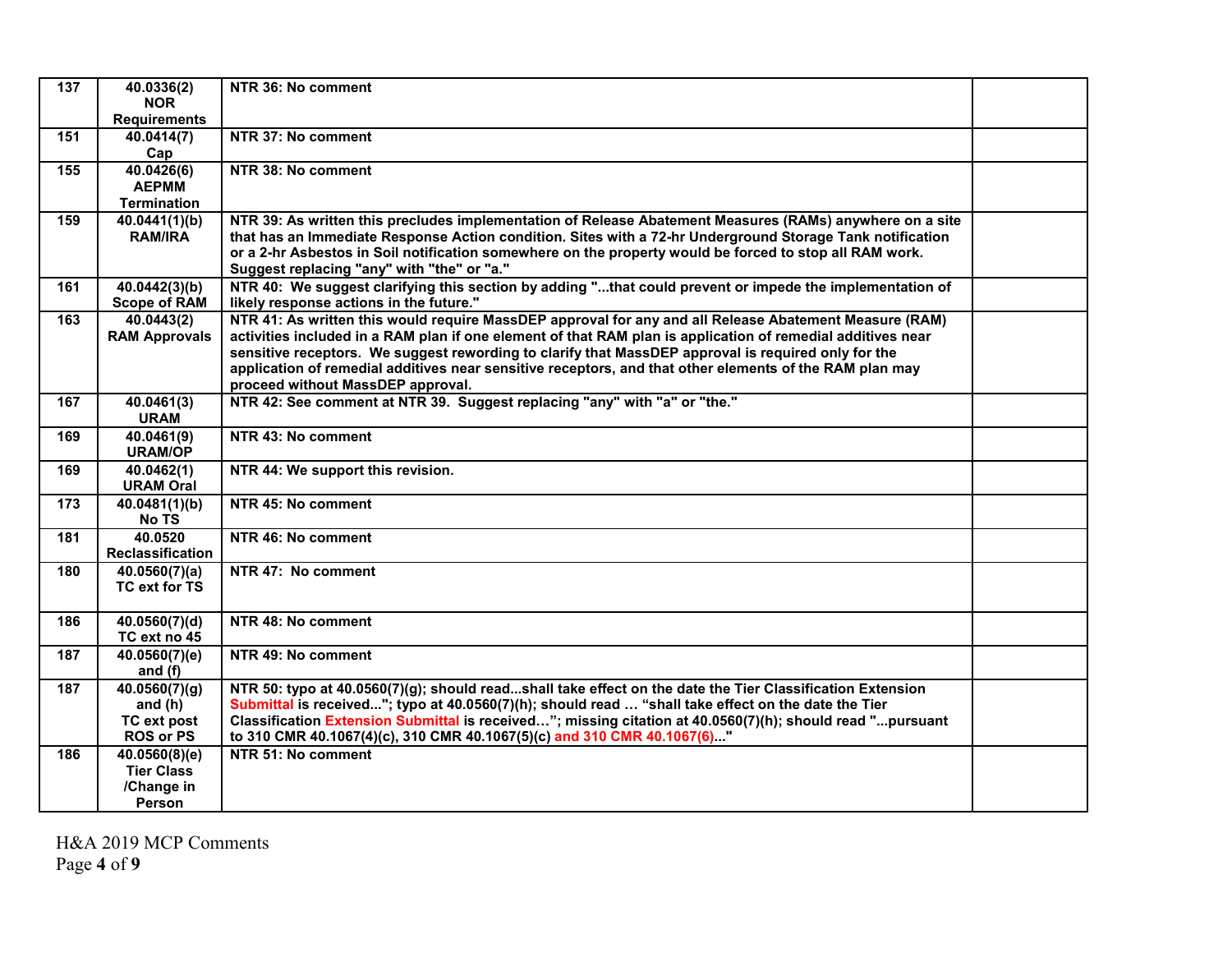| | | | |
|---|---|---|---|
| 137 | 40.0336(2) NOR Requirements | NTR 36: No comment | |
| 151 | 40.0414(7) Cap | NTR 37: No comment | |
| 155 | 40.0426(6) AEPMM Termination | NTR 38: No comment | |
| 159 | 40.0441(1)(b) RAM/IRA | NTR 39: As written this precludes implementation of Release Abatement Measures (RAMs) anywhere on a site that has an Immediate Response Action condition. Sites with a 72-hr Underground Storage Tank notification or a 2-hr Asbestos in Soil notification somewhere on the property would be forced to stop all RAM work. Suggest replacing "any" with "the" or "a." | |
| 161 | 40.0442(3)(b) Scope of RAM | NTR 40: We suggest clarifying this section by adding "...that could prevent or impede the implementation of likely response actions in the future." | |
| 163 | 40.0443(2) RAM Approvals | NTR 41: As written this would require MassDEP approval for any and all Release Abatement Measure (RAM) activities included in a RAM plan if one element of that RAM plan is application of remedial additives near sensitive receptors. We suggest rewording to clarify that MassDEP approval is required only for the application of remedial additives near sensitive receptors, and that other elements of the RAM plan may proceed without MassDEP approval. | |
| 167 | 40.0461(3) URAM | NTR 42: See comment at NTR 39. Suggest replacing "any" with "a" or "the." | |
| 169 | 40.0461(9) URAM/OP | NTR 43: No comment | |
| 169 | 40.0462(1) URAM Oral | NTR 44: We support this revision. | |
| 173 | 40.0481(1)(b) No TS | NTR 45: No comment | |
| 181 | 40.0520 Reclassification | NTR 46: No comment | |
| 180 | 40.0560(7)(a) TC ext for TS | NTR 47: No comment | |
| 186 | 40.0560(7)(d) TC ext no 45 | NTR 48: No comment | |
| 187 | 40.0560(7)(e) and (f) | NTR 49: No comment | |
| 187 | 40.0560(7)(g) and (h) TC ext post ROS or PS | NTR 50: typo at 40.0560(7)(g); should read...shall take effect on the date the Tier Classification Extension Submittal is received..."; typo at 40.0560(7)(h); should read … "shall take effect on the date the Tier Classification Extension Submittal is received…"; missing citation at 40.0560(7)(h); should read "...pursuant to 310 CMR 40.1067(4)(c), 310 CMR 40.1067(5)(c) and 310 CMR 40.1067(6)..." | |
| 186 | 40.0560(8)(e) Tier Class /Change in Person | NTR 51: No comment | |

H&A 2019 MCP Comments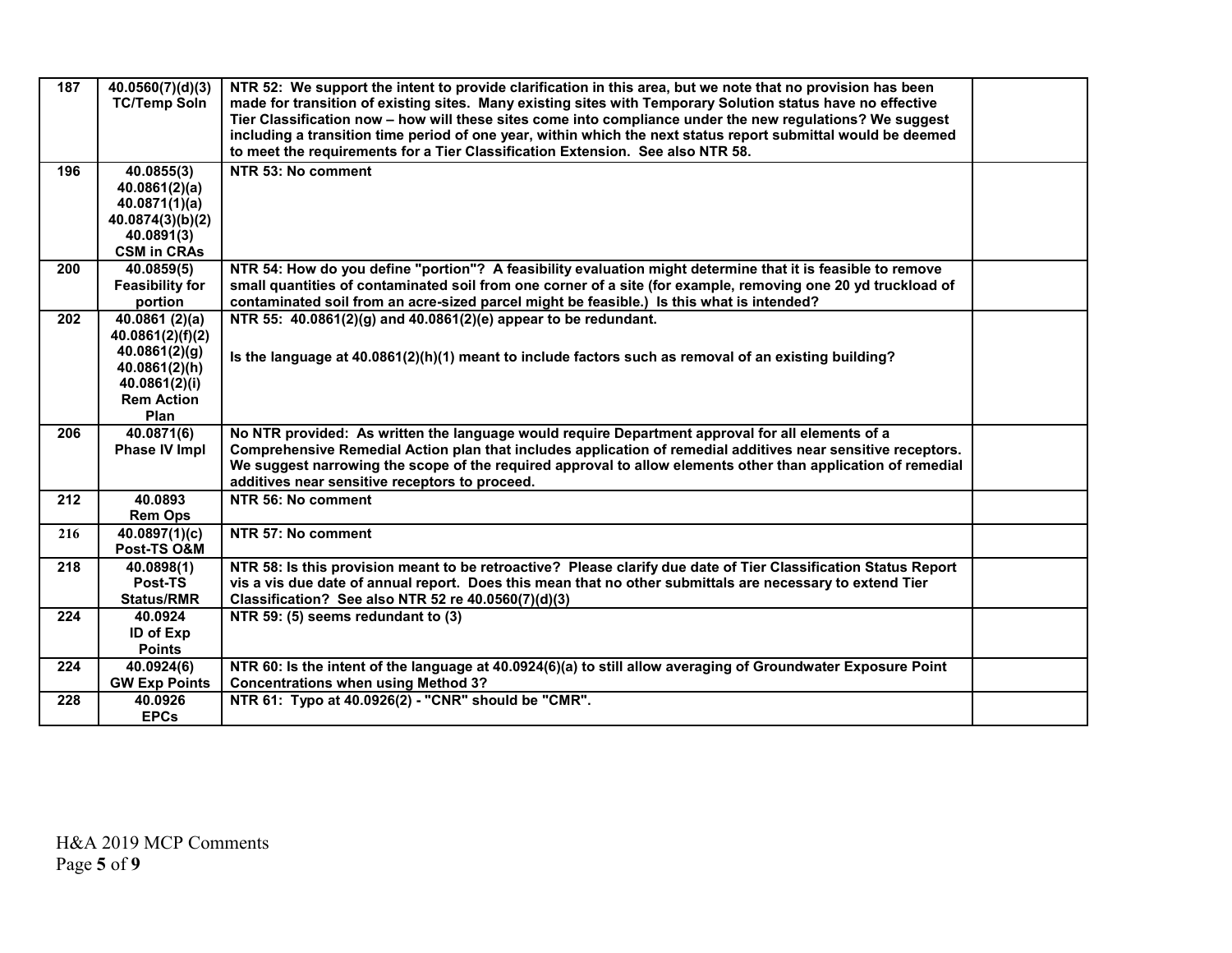| | | | |
|---|---|---|---|
| **187** | **40.0560(7)(d)(3)<br>TC/Temp Soln** | **NTR 52: We support the intent to provide clarification in this area, but we note that no provision has been made for transition of existing sites. Many existing sites with Temporary Solution status have no effective Tier Classification now – how will these sites come into compliance under the new regulations? We suggest including a transition time period of one year, within which the next status report submittal would be deemed to meet the requirements for a Tier Classification Extension. See also NTR 58.** | |
| **196** | **40.0855(3)<br>40.0861(2)(a)<br>40.0871(1)(a)<br>40.0874(3)(b)(2)<br>40.0891(3)<br>CSM in CRAs** | **NTR 53: No comment** | |
| **200** | **40.0859(5)<br>Feasibility for portion** | **NTR 54: How do you define "portion"? A feasibility evaluation might determine that it is feasible to remove small quantities of contaminated soil from one corner of a site (for example, removing one 20 yd truckload of contaminated soil from an acre-sized parcel might be feasible.) Is this what is intended?** | |
| **202** | **40.0861 (2)(a)<br>40.0861(2)(f)(2)<br>40.0861(2)(g)<br>40.0861(2)(h)<br>40.0861(2)(i)<br>Rem Action Plan** | **NTR 55: 40.0861(2)(g) and 40.0861(2)(e) appear to be redundant.<br><br>Is the language at 40.0861(2)(h)(1) meant to include factors such as removal of an existing building?** | |
| **206** | **40.0871(6)<br>Phase IV Impl** | **No NTR provided: As written the language would require Department approval for all elements of a Comprehensive Remedial Action plan that includes application of remedial additives near sensitive receptors. We suggest narrowing the scope of the required approval to allow elements other than application of remedial additives near sensitive receptors to proceed.** | |
| **212** | **40.0893<br>Rem Ops** | **NTR 56: No comment** | |
| **216** | **40.0897(1)(c)<br>Post-TS O&M** | **NTR 57: No comment** | |
| **218** | **40.0898(1)<br>Post-TS Status/RMR** | **NTR 58: Is this provision meant to be retroactive? Please clarify due date of Tier Classification Status Report vis a vis due date of annual report. Does this mean that no other submittals are necessary to extend Tier Classification? See also NTR 52 re 40.0560(7)(d)(3)** | |
| **224** | **40.0924<br>ID of Exp Points** | **NTR 59: (5) seems redundant to (3)** | |
| **224** | **40.0924(6)<br>GW Exp Points** | **NTR 60: Is the intent of the language at 40.0924(6)(a) to still allow averaging of Groundwater Exposure Point Concentrations when using Method 3?** | |
| **228** | **40.0926<br>EPCs** | **NTR 61: Typo at 40.0926(2) - "CNR" should be "CMR".** | |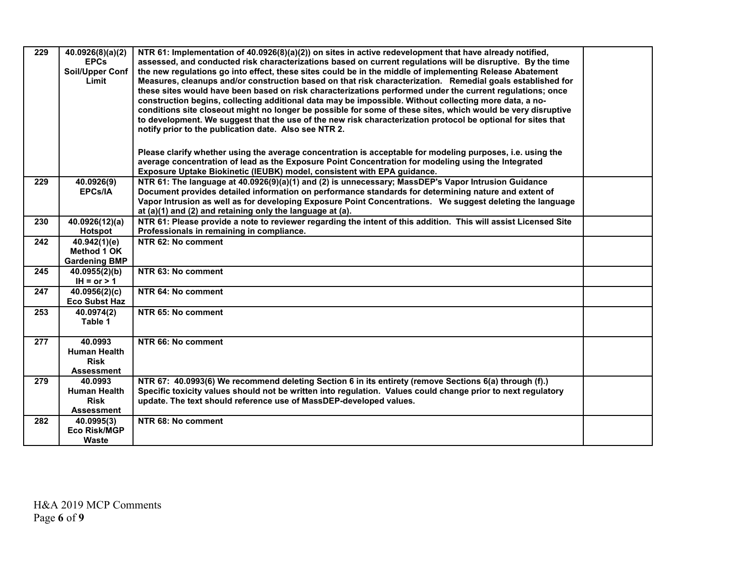| 229 | 40.0926(8)(a)(2) EPCs Soil/Upper Conf Limit | NTR 61: Implementation of 40.0926(8)(a)(2)) on sites in active redevelopment that have already notified, assessed, and conducted risk characterizations based on current regulations will be disruptive. By the time the new regulations go into effect, these sites could be in the middle of implementing Release Abatement Measures, cleanups and/or construction based on that risk characterization. Remedial goals established for these sites would have been based on risk characterizations performed under the current regulations; once construction begins, collecting additional data may be impossible. Without collecting more data, a no-conditions site closeout might no longer be possible for some of these sites, which would be very disruptive to development. We suggest that the use of the new risk characterization protocol be optional for sites that notify prior to the publication date. Also see NTR 2.<br><br>Please clarify whether using the average concentration is acceptable for modeling purposes, i.e. using the average concentration of lead as the Exposure Point Concentration for modeling using the Integrated Exposure Uptake Biokinetic (IEUBK) model, consistent with EPA guidance. | |
|---|---|---|---|
| 229 | 40.0926(9) EPCs/IA | NTR 61: The language at 40.0926(9)(a)(1) and (2) is unnecessary; MassDEP's Vapor Intrusion Guidance Document provides detailed information on performance standards for determining nature and extent of Vapor Intrusion as well as for developing Exposure Point Concentrations. We suggest deleting the language at (a)(1) and (2) and retaining only the language at (a). | |
| 230 | 40.0926(12)(a) Hotspot | NTR 61: Please provide a note to reviewer regarding the intent of this addition. This will assist Licensed Site Professionals in remaining in compliance. | |
| 242 | 40.942(1)(e) Method 1 OK Gardening BMP | NTR 62: No comment | |
| 245 | 40.0955(2)(b) IH = or > 1 | NTR 63: No comment | |
| 247 | 40.0956(2)(c) Eco Subst Haz | NTR 64: No comment | |
| 253 | 40.0974(2) Table 1 | NTR 65: No comment | |
| 277 | 40.0993 Human Health Risk Assessment | NTR 66: No comment | |
| 279 | 40.0993 Human Health Risk Assessment | NTR 67: 40.0993(6) We recommend deleting Section 6 in its entirety (remove Sections 6(a) through (f).) Specific toxicity values should not be written into regulation. Values could change prior to next regulatory update. The text should reference use of MassDEP-developed values. | |
| 282 | 40.0995(3) Eco Risk/MGP Waste | NTR 68: No comment | |

H&A 2019 MCP Comments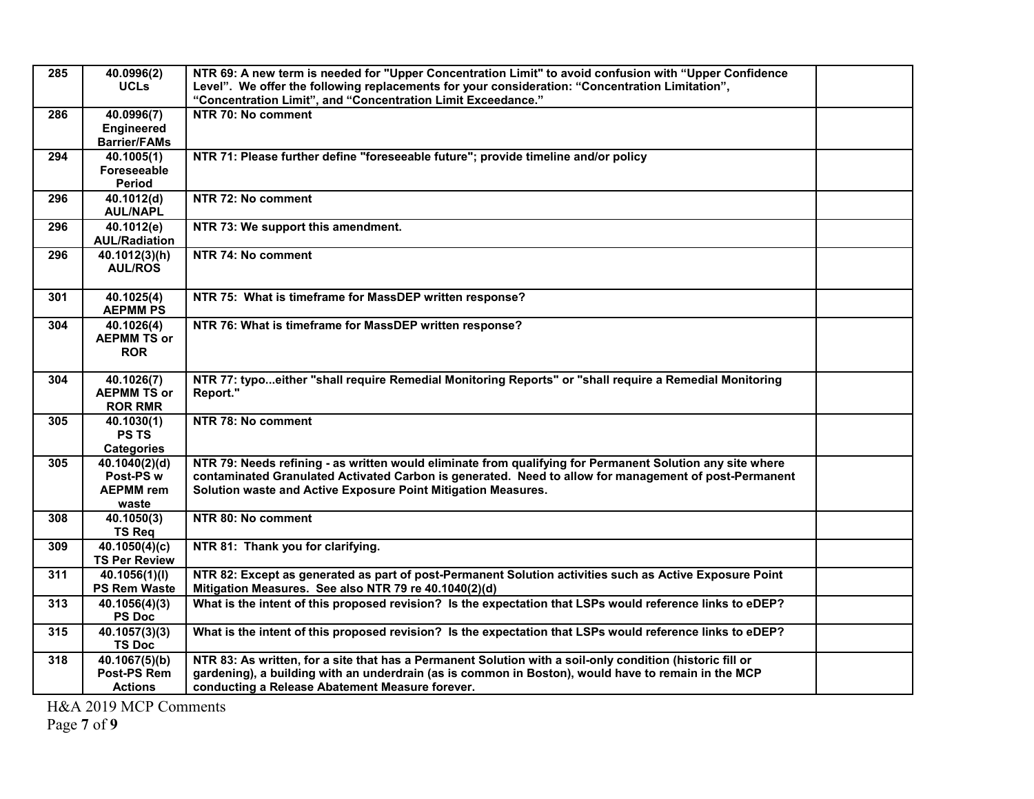| | | | |
|---|---|---|---|
| **285** | **40.0996(2) UCLs** | **NTR 69: A new term is needed for "Upper Concentration Limit" to avoid confusion with "Upper Confidence Level". We offer the following replacements for your consideration: "Concentration Limitation", "Concentration Limit", and "Concentration Limit Exceedance."** | |
| **286** | **40.0996(7) Engineered Barrier/FAMs** | **NTR 70: No comment** | |
| **294** | **40.1005(1) Foreseeable Period** | **NTR 71: Please further define "foreseeable future"; provide timeline and/or policy** | |
| **296** | **40.1012(d) AUL/NAPL** | **NTR 72: No comment** | |
| **296** | **40.1012(e) AUL/Radiation** | **NTR 73: We support this amendment.** | |
| **296** | **40.1012(3)(h) AUL/ROS** | **NTR 74: No comment** | |
| **301** | **40.1025(4) AEPMM PS** | **NTR 75: What is timeframe for MassDEP written response?** | |
| **304** | **40.1026(4) AEPMM TS or ROR** | **NTR 76: What is timeframe for MassDEP written response?** | |
| **304** | **40.1026(7) AEPMM TS or ROR RMR** | **NTR 77: typo...either "shall require Remedial Monitoring Reports" or "shall require a Remedial Monitoring Report."** | |
| **305** | **40.1030(1) PS TS Categories** | **NTR 78: No comment** | |
| **305** | **40.1040(2)(d) Post-PS w AEPMM rem waste** | **NTR 79: Needs refining - as written would eliminate from qualifying for Permanent Solution any site where contaminated Granulated Activated Carbon is generated. Need to allow for management of post-Permanent Solution waste and Active Exposure Point Mitigation Measures.** | |
| **308** | **40.1050(3) TS Req** | **NTR 80: No comment** | |
| **309** | **40.1050(4)(c) TS Per Review** | **NTR 81: Thank you for clarifying.** | |
| **311** | **40.1056(1)(l) PS Rem Waste** | **NTR 82: Except as generated as part of post-Permanent Solution activities such as Active Exposure Point Mitigation Measures. See also NTR 79 re 40.1040(2)(d)** | |
| **313** | **40.1056(4)(3) PS Doc** | **What is the intent of this proposed revision? Is the expectation that LSPs would reference links to eDEP?** | |
| **315** | **40.1057(3)(3) TS Doc** | **What is the intent of this proposed revision? Is the expectation that LSPs would reference links to eDEP?** | |
| **318** | **40.1067(5)(b) Post-PS Rem Actions** | **NTR 83: As written, for a site that has a Permanent Solution with a soil-only condition (historic fill or gardening), a building with an underdrain (as is common in Boston), would have to remain in the MCP conducting a Release Abatement Measure forever.** | |

H&A 2019 MCP Comments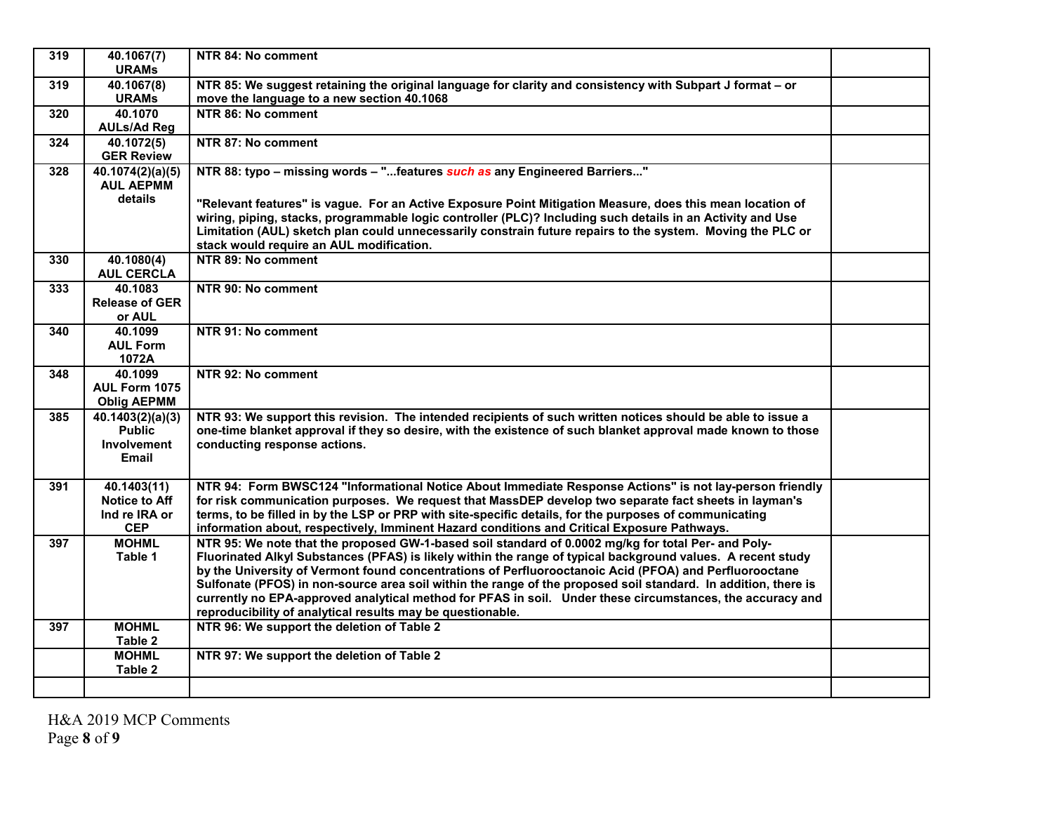| | | | |
|---|---|---|---|
| 319 | 40.1067(7) URAMs | **NTR 84: No comment** | |
| 319 | 40.1067(8) URAMs | **NTR 85: We suggest retaining the original language for clarity and consistency with Subpart J format – or move the language to a new section 40.1068** | |
| 320 | 40.1070 AULs/Ad Reg | **NTR 86: No comment** | |
| 324 | 40.1072(5) GER Review | **NTR 87: No comment** | |
| 328 | 40.1074(2)(a)(5) AUL AEPMM details | **NTR 88: typo – missing words – "...features *such as* any Engineered Barriers..."** <br><br> **"Relevant features" is vague. For an Active Exposure Point Mitigation Measure, does this mean location of wiring, piping, stacks, programmable logic controller (PLC)? Including such details in an Activity and Use Limitation (AUL) sketch plan could unnecessarily constrain future repairs to the system. Moving the PLC or stack would require an AUL modification.** | |
| 330 | 40.1080(4) AUL CERCLA | **NTR 89: No comment** | |
| 333 | 40.1083 Release of GER or AUL | **NTR 90: No comment** | |
| 340 | 40.1099 AUL Form 1072A | **NTR 91: No comment** | |
| 348 | 40.1099 AUL Form 1075 Oblig AEPMM | **NTR 92: No comment** | |
| 385 | 40.1403(2)(a)(3) Public Involvement Email | **NTR 93: We support this revision. The intended recipients of such written notices should be able to issue a one-time blanket approval if they so desire, with the existence of such blanket approval made known to those conducting response actions.** | |
| 391 | 40.1403(11) Notice to Aff Ind re IRA or CEP | **NTR 94: Form BWSC124 "Informational Notice About Immediate Response Actions" is not lay-person friendly for risk communication purposes. We request that MassDEP develop two separate fact sheets in layman's terms, to be filled in by the LSP or PRP with site-specific details, for the purposes of communicating information about, respectively, Imminent Hazard conditions and Critical Exposure Pathways.** | |
| 397 | MOHML Table 1 | **NTR 95: We note that the proposed GW-1-based soil standard of 0.0002 mg/kg for total Per- and Poly-Fluorinated Alkyl Substances (PFAS) is likely within the range of typical background values. A recent study by the University of Vermont found concentrations of Perfluorooctanoic Acid (PFOA) and Perfluorooctane Sulfonate (PFOS) in non-source area soil within the range of the proposed soil standard. In addition, there is currently no EPA-approved analytical method for PFAS in soil. Under these circumstances, the accuracy and reproducibility of analytical results may be questionable.** | |
| 397 | MOHML Table 2 | **NTR 96: We support the deletion of Table 2** | |
| | MOHML Table 2 | **NTR 97: We support the deletion of Table 2** | |
| | | | |

H&A 2019 MCP Comments